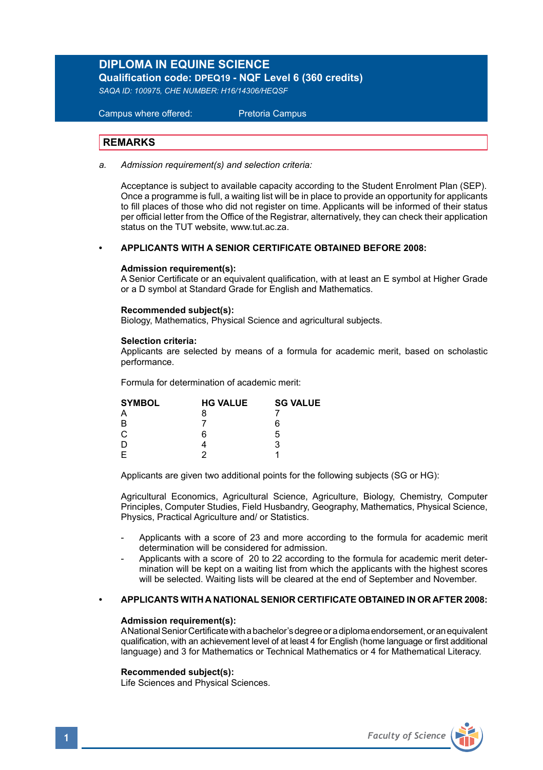# DIPLOMA IN EQUINE SCIENCE

**Qualification code: DPEQ19 - NQF Level 6 (360 credits)**

*SAQA ID: 100975, CHE NUMBER: H16/14306/HEQSF*

Campus where offered: Pretoria Campus

## REMARKS

*a. Admission requirement(s) and selection criteria:*

Acceptance is subject to available capacity according to the Student Enrolment Plan (SEP). Once a programme is full, a waiting list will be in place to provide an opportunity for applicants to fill places of those who did not register on time. Applicants will be informed of their status per official letter from the Office of the Registrar, alternatively, they can check their application status on the TUT website, www.tut.ac.za.

- **APPLICANTS WITH A SENIOR CERTIFICATE OBTAINED BEFORE 2008:**

  **Admission requirement(s):**
  A Senior Certificate or an equivalent qualification, with at least an E symbol at Higher Grade or a D symbol at Standard Grade for English and Mathematics.

  **Recommended subject(s):**
  Biology, Mathematics, Physical Science and agricultural subjects.

  **Selection criteria:**
  Applicants are selected by means of a formula for academic merit, based on scholastic performance.

  Formula for determination of academic merit:

  | SYMBOL | HG VALUE | SG VALUE |
  |---|---|---|
  | A | 8 | 7 |
  | B | 7 | 6 |
  | C | 6 | 5 |
  | D | 4 | 3 |
  | E | 2 | 1 |

  Applicants are given two additional points for the following subjects (SG or HG):

  Agricultural Economics, Agricultural Science, Agriculture, Biology, Chemistry, Computer Principles, Computer Studies, Field Husbandry, Geography, Mathematics, Physical Science, Physics, Practical Agriculture and/ or Statistics.

  - Applicants with a score of 23 and more according to the formula for academic merit determination will be considered for admission.
  - Applicants with a score of 20 to 22 according to the formula for academic merit determination will be kept on a waiting list from which the applicants with the highest scores will be selected. Waiting lists will be cleared at the end of September and November.

- **APPLICANTS WITH A NATIONAL SENIOR CERTIFICATE OBTAINED IN OR AFTER 2008:**

  **Admission requirement(s):**
  A National Senior Certificate with a bachelor's degree or a diploma endorsement, or an equivalent qualification, with an achievement level of at least 4 for English (home language or first additional language) and 3 for Mathematics or Technical Mathematics or 4 for Mathematical Literacy.

  **Recommended subject(s):**
  Life Sciences and Physical Sciences.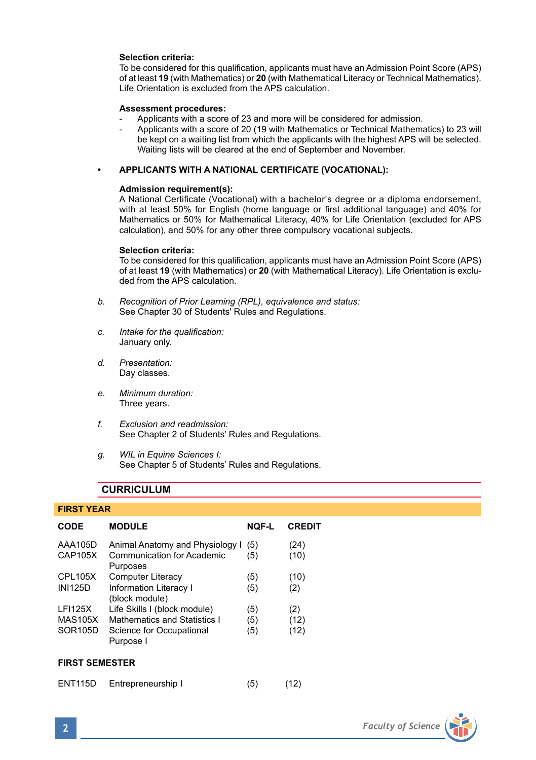**Selection criteria:**
To be considered for this qualification, applicants must have an Admission Point Score (APS) of at least **19** (with Mathematics) or **20** (with Mathematical Literacy or Technical Mathematics). Life Orientation is excluded from the APS calculation.

**Assessment procedures:**

- Applicants with a score of 23 and more will be considered for admission.
- Applicants with a score of 20 (19 with Mathematics or Technical Mathematics) to 23 will be kept on a waiting list from which the applicants with the highest APS will be selected. Waiting lists will be cleared at the end of September and November.

- **APPLICANTS WITH A NATIONAL CERTIFICATE (VOCATIONAL):**

**Admission requirement(s):**
A National Certificate (Vocational) with a bachelor's degree or a diploma endorsement, with at least 50% for English (home language or first additional language) and 40% for Mathematics or 50% for Mathematical Literacy, 40% for Life Orientation (excluded for APS calculation), and 50% for any other three compulsory vocational subjects.

**Selection criteria:**
To be considered for this qualification, applicants must have an Admission Point Score (APS) of at least **19** (with Mathematics) or **20** (with Mathematical Literacy). Life Orientation is excluded from the APS calculation.

b. *Recognition of Prior Learning (RPL), equivalence and status:*
See Chapter 30 of Students' Rules and Regulations.

c. *Intake for the qualification:*
January only.

d. *Presentation:*
Day classes.

e. *Minimum duration:*
Three years.

f. *Exclusion and readmission:*
See Chapter 2 of Students' Rules and Regulations.

g. *WIL in Equine Sciences I:*
See Chapter 5 of Students' Rules and Regulations.

## CURRICULUM

### FIRST YEAR

| CODE | MODULE | NQF-L | CREDIT |
|---|---|---|---|
| AAA105D | Animal Anatomy and Physiology I | (5) | (24) |
| CAP105X | Communication for Academic Purposes | (5) | (10) |
| CPL105X | Computer Literacy | (5) | (10) |
| INI125D | Information Literacy I (block module) | (5) | (2) |
| LFI125X | Life Skills I (block module) | (5) | (2) |
| MAS105X | Mathematics and Statistics I | (5) | (12) |
| SOR105D | Science for Occupational Purpose I | (5) | (12) |

**FIRST SEMESTER**

| CODE | MODULE | NQF-L | CREDIT |
|---|---|---|---|
| ENT115D | Entrepreneurship I | (5) | (12) |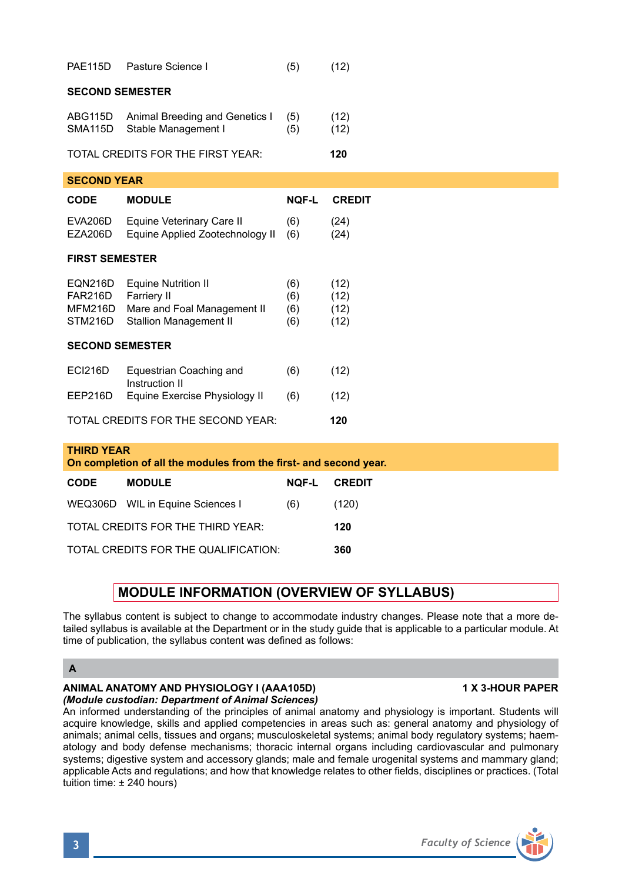| | | | |
|---|---|---|---|
| PAE115D | Pasture Science I | (5) | (12) |

**SECOND SEMESTER**

| | | | |
|---|---|---|---|
| ABG115D | Animal Breeding and Genetics I | (5) | (12) |
| SMA115D | Stable Management I | (5) | (12) |

TOTAL CREDITS FOR THE FIRST YEAR: **120**

## SECOND YEAR

| CODE | MODULE | NQF-L | CREDIT |
|---|---|---|---|
| EVA206D | Equine Veterinary Care II | (6) | (24) |
| EZA206D | Equine Applied Zootechnology II | (6) | (24) |

**FIRST SEMESTER**

| | | | |
|---|---|---|---|
| EQN216D | Equine Nutrition II | (6) | (12) |
| FAR216D | Farriery II | (6) | (12) |
| MFM216D | Mare and Foal Management II | (6) | (12) |
| STM216D | Stallion Management II | (6) | (12) |

**SECOND SEMESTER**

| | | | |
|---|---|---|---|
| ECI216D | Equestrian Coaching and Instruction II | (6) | (12) |
| EEP216D | Equine Exercise Physiology II | (6) | (12) |

TOTAL CREDITS FOR THE SECOND YEAR: **120**

## THIRD YEAR

**On completion of all the modules from the first- and second year.**

| CODE | MODULE | NQF-L | CREDIT |
|---|---|---|---|
| WEQ306D | WIL in Equine Sciences I | (6) | (120) |

TOTAL CREDITS FOR THE THIRD YEAR: **120**

TOTAL CREDITS FOR THE QUALIFICATION: **360**

## MODULE INFORMATION (OVERVIEW OF SYLLABUS)

The syllabus content is subject to change to accommodate industry changes. Please note that a more detailed syllabus is available at the Department or in the study guide that is applicable to a particular module. At time of publication, the syllabus content was defined as follows:

### A

**ANIMAL ANATOMY AND PHYSIOLOGY I (AAA105D)** **1 X 3-HOUR PAPER**
***(Module custodian: Department of Animal Sciences)***
An informed understanding of the principles of animal anatomy and physiology is important. Students will acquire knowledge, skills and applied competencies in areas such as: general anatomy and physiology of animals; animal cells, tissues and organs; musculoskeletal systems; animal body regulatory systems; haematology and body defense mechanisms; thoracic internal organs including cardiovascular and pulmonary systems; digestive system and accessory glands; male and female urogenital systems and mammary gland; applicable Acts and regulations; and how that knowledge relates to other fields, disciplines or practices. (Total tuition time: ± 240 hours)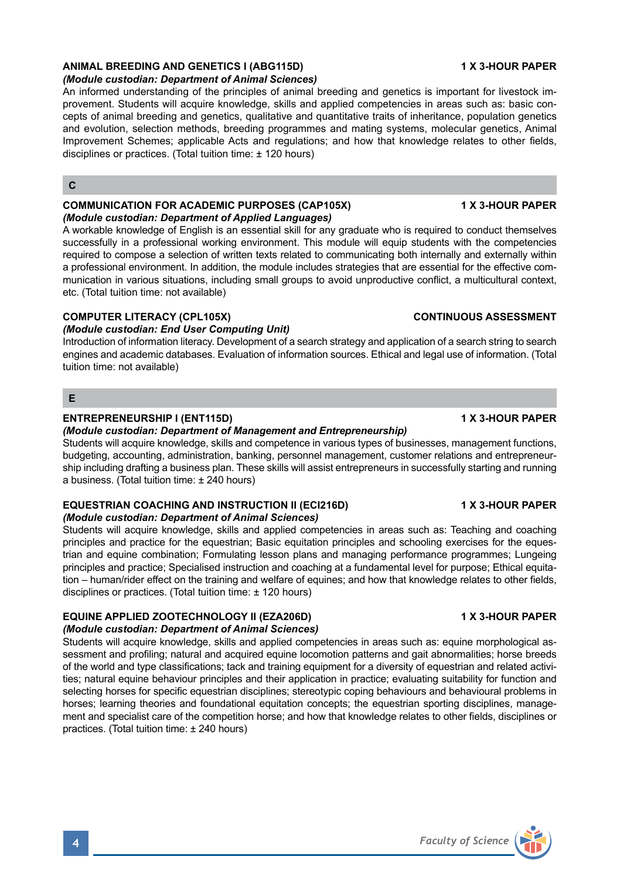### ANIMAL BREEDING AND GENETICS I (ABG115D) — 1 X 3-HOUR PAPER

*(Module custodian: Department of Animal Sciences)*

An informed understanding of the principles of animal breeding and genetics is important for livestock improvement. Students will acquire knowledge, skills and applied competencies in areas such as: basic concepts of animal breeding and genetics, qualitative and quantitative traits of inheritance, population genetics and evolution, selection methods, breeding programmes and mating systems, molecular genetics, Animal Improvement Schemes; applicable Acts and regulations; and how that knowledge relates to other fields, disciplines or practices. (Total tuition time: ± 120 hours)

## C

### COMMUNICATION FOR ACADEMIC PURPOSES (CAP105X) — 1 X 3-HOUR PAPER

*(Module custodian: Department of Applied Languages)*

A workable knowledge of English is an essential skill for any graduate who is required to conduct themselves successfully in a professional working environment. This module will equip students with the competencies required to compose a selection of written texts related to communicating both internally and externally within a professional environment. In addition, the module includes strategies that are essential for the effective communication in various situations, including small groups to avoid unproductive conflict, a multicultural context, etc. (Total tuition time: not available)

### COMPUTER LITERACY (CPL105X) — CONTINUOUS ASSESSMENT

*(Module custodian: End User Computing Unit)*

Introduction of information literacy. Development of a search strategy and application of a search string to search engines and academic databases. Evaluation of information sources. Ethical and legal use of information. (Total tuition time: not available)

## E

### ENTREPRENEURSHIP I (ENT115D) — 1 X 3-HOUR PAPER

*(Module custodian: Department of Management and Entrepreneurship)*

Students will acquire knowledge, skills and competence in various types of businesses, management functions, budgeting, accounting, administration, banking, personnel management, customer relations and entrepreneurship including drafting a business plan. These skills will assist entrepreneurs in successfully starting and running a business. (Total tuition time: ± 240 hours)

### EQUESTRIAN COACHING AND INSTRUCTION II (ECI216D) — 1 X 3-HOUR PAPER

*(Module custodian: Department of Animal Sciences)*

Students will acquire knowledge, skills and applied competencies in areas such as: Teaching and coaching principles and practice for the equestrian; Basic equitation principles and schooling exercises for the equestrian and equine combination; Formulating lesson plans and managing performance programmes; Lungeing principles and practice; Specialised instruction and coaching at a fundamental level for purpose; Ethical equitation – human/rider effect on the training and welfare of equines; and how that knowledge relates to other fields, disciplines or practices. (Total tuition time: ± 120 hours)

### EQUINE APPLIED ZOOTECHNOLOGY II (EZA206D) — 1 X 3-HOUR PAPER

*(Module custodian: Department of Animal Sciences)*

Students will acquire knowledge, skills and applied competencies in areas such as: equine morphological assessment and profiling; natural and acquired equine locomotion patterns and gait abnormalities; horse breeds of the world and type classifications; tack and training equipment for a diversity of equestrian and related activities; natural equine behaviour principles and their application in practice; evaluating suitability for function and selecting horses for specific equestrian disciplines; stereotypic coping behaviours and behavioural problems in horses; learning theories and foundational equitation concepts; the equestrian sporting disciplines, management and specialist care of the competition horse; and how that knowledge relates to other fields, disciplines or practices. (Total tuition time: ± 240 hours)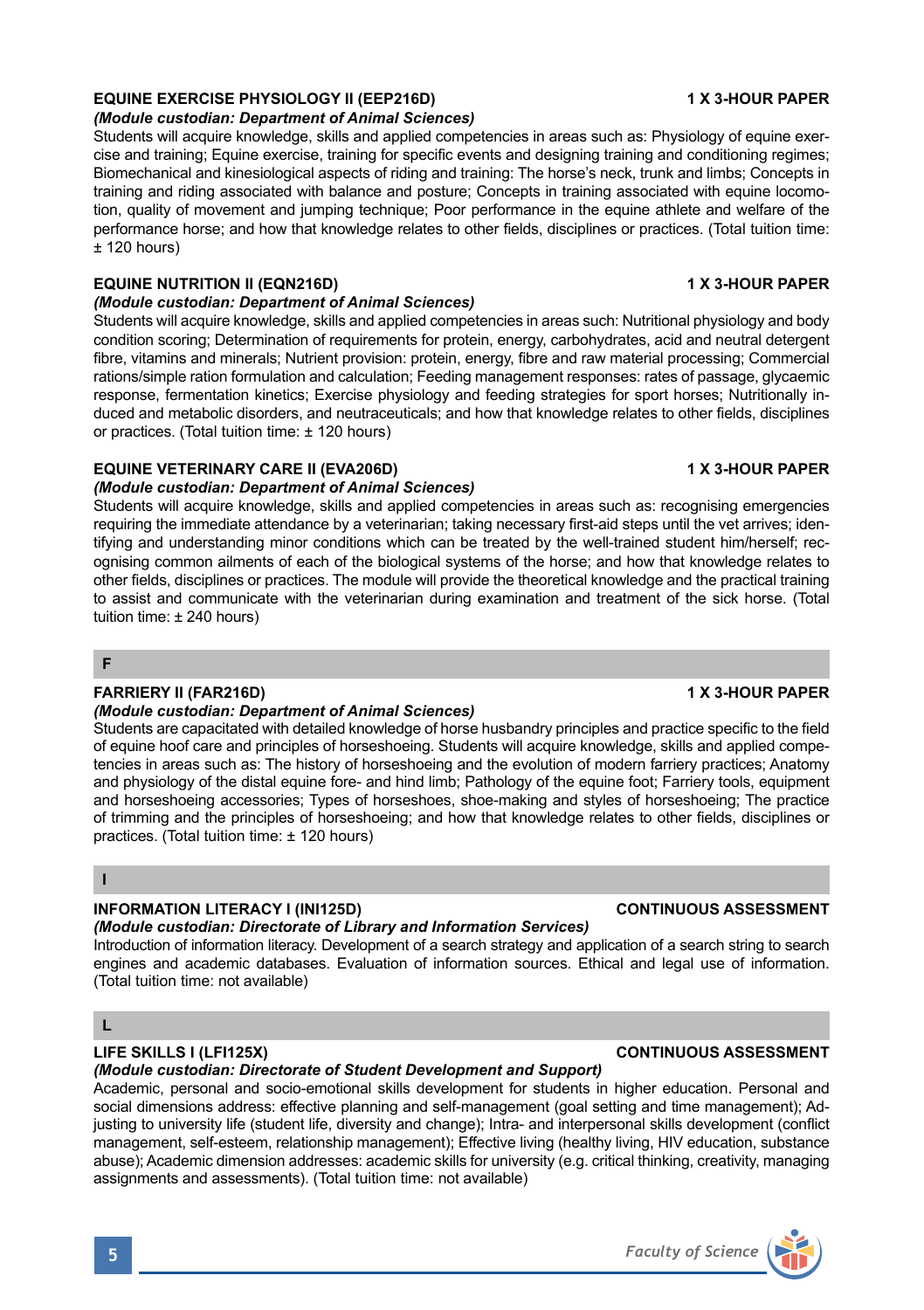**EQUINE EXERCISE PHYSIOLOGY II (EEP216D)** **1 X 3-HOUR PAPER**

***(Module custodian: Department of Animal Sciences)***

Students will acquire knowledge, skills and applied competencies in areas such as: Physiology of equine exercise and training; Equine exercise, training for specific events and designing training and conditioning regimes; Biomechanical and kinesiological aspects of riding and training: The horse's neck, trunk and limbs; Concepts in training and riding associated with balance and posture; Concepts in training associated with equine locomotion, quality of movement and jumping technique; Poor performance in the equine athlete and welfare of the performance horse; and how that knowledge relates to other fields, disciplines or practices. (Total tuition time: ± 120 hours)

**EQUINE NUTRITION II (EQN216D)** **1 X 3-HOUR PAPER**

***(Module custodian: Department of Animal Sciences)***

Students will acquire knowledge, skills and applied competencies in areas such: Nutritional physiology and body condition scoring; Determination of requirements for protein, energy, carbohydrates, acid and neutral detergent fibre, vitamins and minerals; Nutrient provision: protein, energy, fibre and raw material processing; Commercial rations/simple ration formulation and calculation; Feeding management responses: rates of passage, glycaemic response, fermentation kinetics; Exercise physiology and feeding strategies for sport horses; Nutritionally induced and metabolic disorders, and neutraceuticals; and how that knowledge relates to other fields, disciplines or practices. (Total tuition time: ± 120 hours)

**EQUINE VETERINARY CARE II (EVA206D)** **1 X 3-HOUR PAPER**

***(Module custodian: Department of Animal Sciences)***

Students will acquire knowledge, skills and applied competencies in areas such as: recognising emergencies requiring the immediate attendance by a veterinarian; taking necessary first-aid steps until the vet arrives; identifying and understanding minor conditions which can be treated by the well-trained student him/herself; recognising common ailments of each of the biological systems of the horse; and how that knowledge relates to other fields, disciplines or practices. The module will provide the theoretical knowledge and the practical training to assist and communicate with the veterinarian during examination and treatment of the sick horse. (Total tuition time: ± 240 hours)

## F

**FARRIERY II (FAR216D)** **1 X 3-HOUR PAPER**

***(Module custodian: Department of Animal Sciences)***

Students are capacitated with detailed knowledge of horse husbandry principles and practice specific to the field of equine hoof care and principles of horseshoeing. Students will acquire knowledge, skills and applied competencies in areas such as: The history of horseshoeing and the evolution of modern farriery practices; Anatomy and physiology of the distal equine fore- and hind limb; Pathology of the equine foot; Farriery tools, equipment and horseshoeing accessories; Types of horseshoes, shoe-making and styles of horseshoeing; The practice of trimming and the principles of horseshoeing; and how that knowledge relates to other fields, disciplines or practices. (Total tuition time: ± 120 hours)

## I

**INFORMATION LITERACY I (INI125D)** **CONTINUOUS ASSESSMENT**

***(Module custodian: Directorate of Library and Information Services)***

Introduction of information literacy. Development of a search strategy and application of a search string to search engines and academic databases. Evaluation of information sources. Ethical and legal use of information. (Total tuition time: not available)

## L

**LIFE SKILLS I (LFI125X)** **CONTINUOUS ASSESSMENT**

***(Module custodian: Directorate of Student Development and Support)***

Academic, personal and socio-emotional skills development for students in higher education. Personal and social dimensions address: effective planning and self-management (goal setting and time management); Adjusting to university life (student life, diversity and change); Intra- and interpersonal skills development (conflict management, self-esteem, relationship management); Effective living (healthy living, HIV education, substance abuse); Academic dimension addresses: academic skills for university (e.g. critical thinking, creativity, managing assignments and assessments). (Total tuition time: not available)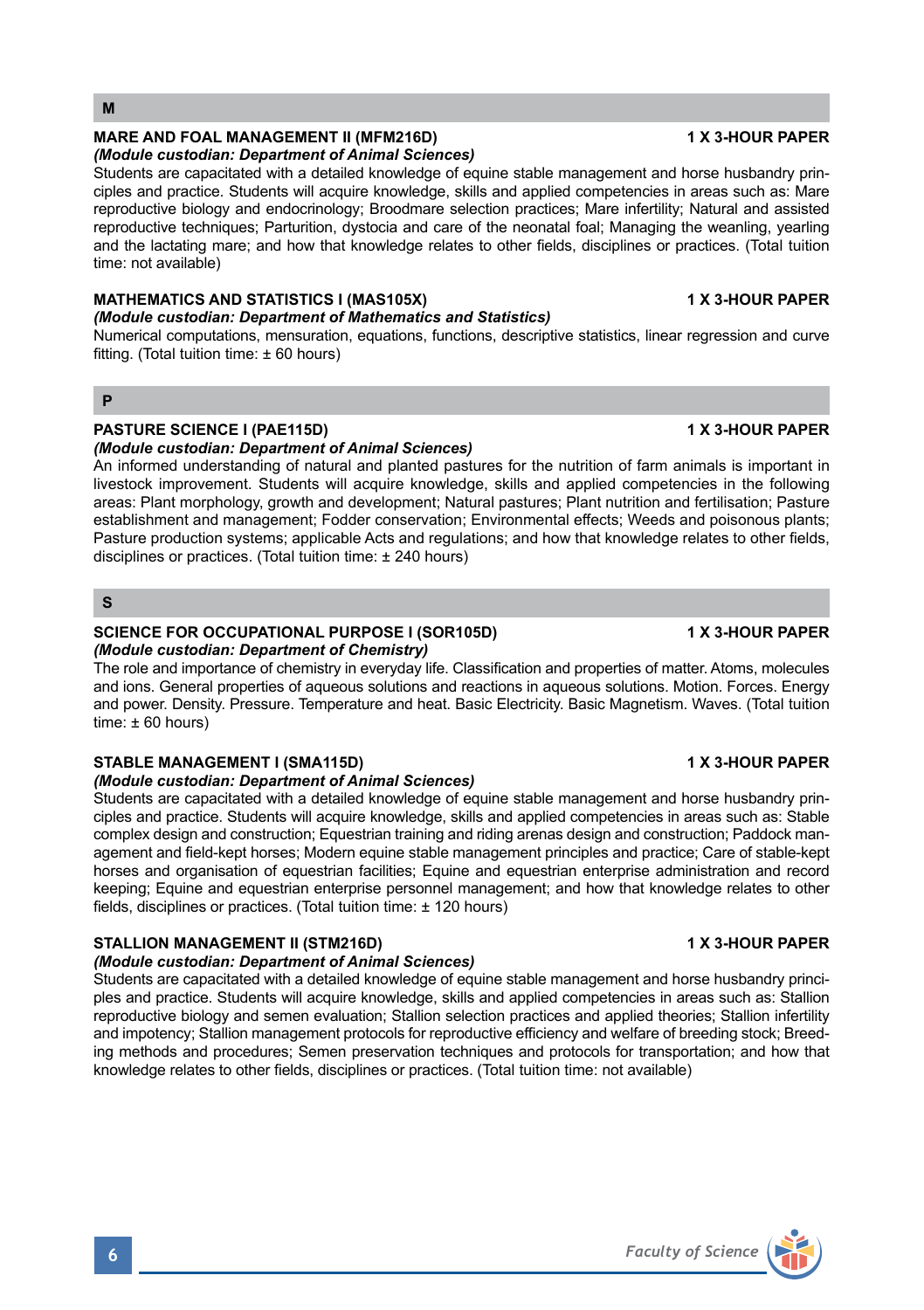## M

### MARE AND FOAL MANAGEMENT II (MFM216D) — 1 X 3-HOUR PAPER

***(Module custodian: Department of Animal Sciences)***

Students are capacitated with a detailed knowledge of equine stable management and horse husbandry principles and practice. Students will acquire knowledge, skills and applied competencies in areas such as: Mare reproductive biology and endocrinology; Broodmare selection practices; Mare infertility; Natural and assisted reproductive techniques; Parturition, dystocia and care of the neonatal foal; Managing the weanling, yearling and the lactating mare; and how that knowledge relates to other fields, disciplines or practices. (Total tuition time: not available)

### MATHEMATICS AND STATISTICS I (MAS105X) — 1 X 3-HOUR PAPER

***(Module custodian: Department of Mathematics and Statistics)***

Numerical computations, mensuration, equations, functions, descriptive statistics, linear regression and curve fitting. (Total tuition time: ± 60 hours)

## P

### PASTURE SCIENCE I (PAE115D) — 1 X 3-HOUR PAPER

***(Module custodian: Department of Animal Sciences)***

An informed understanding of natural and planted pastures for the nutrition of farm animals is important in livestock improvement. Students will acquire knowledge, skills and applied competencies in the following areas: Plant morphology, growth and development; Natural pastures; Plant nutrition and fertilisation; Pasture establishment and management; Fodder conservation; Environmental effects; Weeds and poisonous plants; Pasture production systems; applicable Acts and regulations; and how that knowledge relates to other fields, disciplines or practices. (Total tuition time: ± 240 hours)

## S

### SCIENCE FOR OCCUPATIONAL PURPOSE I (SOR105D) — 1 X 3-HOUR PAPER

***(Module custodian: Department of Chemistry)***

The role and importance of chemistry in everyday life. Classification and properties of matter. Atoms, molecules and ions. General properties of aqueous solutions and reactions in aqueous solutions. Motion. Forces. Energy and power. Density. Pressure. Temperature and heat. Basic Electricity. Basic Magnetism. Waves. (Total tuition time: ± 60 hours)

### STABLE MANAGEMENT I (SMA115D) — 1 X 3-HOUR PAPER

***(Module custodian: Department of Animal Sciences)***

Students are capacitated with a detailed knowledge of equine stable management and horse husbandry principles and practice. Students will acquire knowledge, skills and applied competencies in areas such as: Stable complex design and construction; Equestrian training and riding arenas design and construction; Paddock management and field-kept horses; Modern equine stable management principles and practice; Care of stable-kept horses and organisation of equestrian facilities; Equine and equestrian enterprise administration and record keeping; Equine and equestrian enterprise personnel management; and how that knowledge relates to other fields, disciplines or practices. (Total tuition time: ± 120 hours)

### STALLION MANAGEMENT II (STM216D) — 1 X 3-HOUR PAPER

***(Module custodian: Department of Animal Sciences)***

Students are capacitated with a detailed knowledge of equine stable management and horse husbandry principles and practice. Students will acquire knowledge, skills and applied competencies in areas such as: Stallion reproductive biology and semen evaluation; Stallion selection practices and applied theories; Stallion infertility and impotency; Stallion management protocols for reproductive efficiency and welfare of breeding stock; Breeding methods and procedures; Semen preservation techniques and protocols for transportation; and how that knowledge relates to other fields, disciplines or practices. (Total tuition time: not available)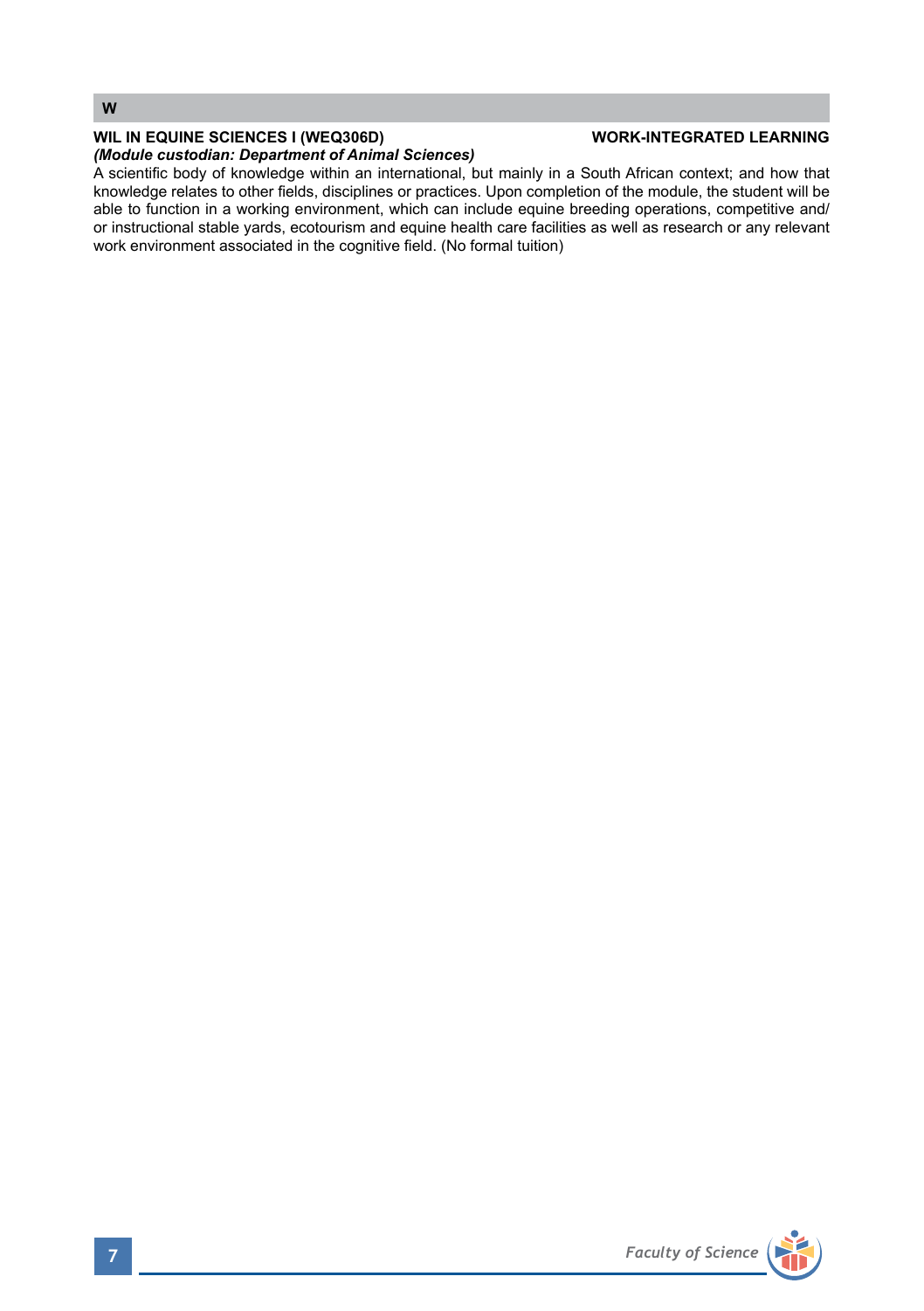## W

**WIL IN EQUINE SCIENCES I (WEQ306D) WORK-INTEGRATED LEARNING**

***(Module custodian: Department of Animal Sciences)***

A scientific body of knowledge within an international, but mainly in a South African context; and how that knowledge relates to other fields, disciplines or practices. Upon completion of the module, the student will be able to function in a working environment, which can include equine breeding operations, competitive and/or instructional stable yards, ecotourism and equine health care facilities as well as research or any relevant work environment associated in the cognitive field. (No formal tuition)